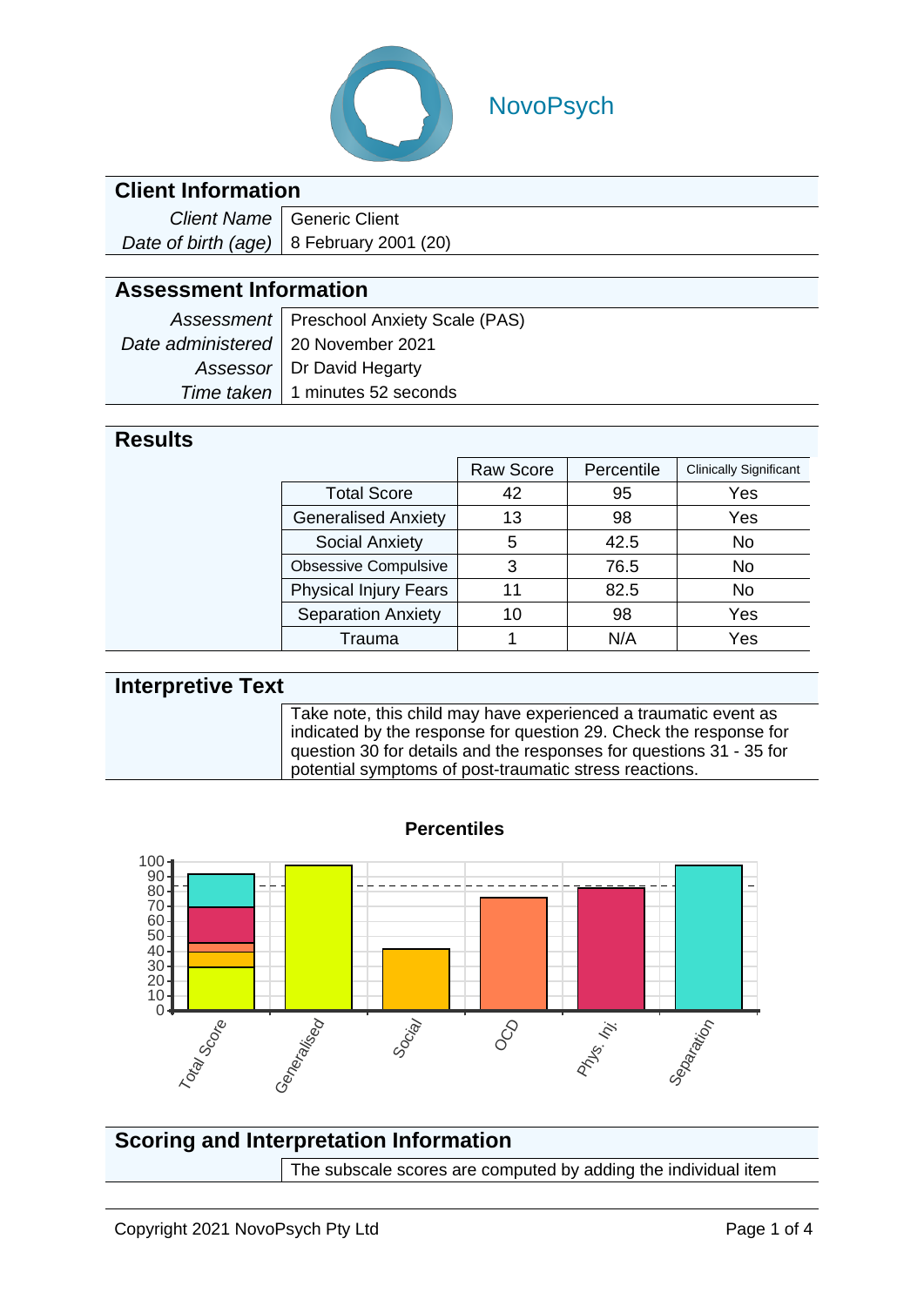NovoPsych

## Client Information

| | |
|---|---|
| *Client Name* | Generic Client |
| *Date of birth (age)* | 8 February 2001 (20) |

## Assessment Information

| | |
|---|---|
| *Assessment* | Preschool Anxiety Scale (PAS) |
| *Date administered* | 20 November 2021 |
| *Assessor* | Dr David Hegarty |
| *Time taken* | 1 minutes 52 seconds |

## Results

| | Raw Score | Percentile | Clinically Significant |
|---|---|---|---|
| Total Score | 42 | 95 | Yes |
| Generalised Anxiety | 13 | 98 | Yes |
| Social Anxiety | 5 | 42.5 | No |
| Obsessive Compulsive | 3 | 76.5 | No |
| Physical Injury Fears | 11 | 82.5 | No |
| Separation Anxiety | 10 | 98 | Yes |
| Trauma | 1 | N/A | Yes |

## Interpretive Text

Take note, this child may have experienced a traumatic event as indicated by the response for question 29. Check the response for question 30 for details and the responses for questions 31 - 35 for potential symptoms of post-traumatic stress reactions.

**Percentiles**

## Scoring and Interpretation Information

The subscale scores are computed by adding the individual item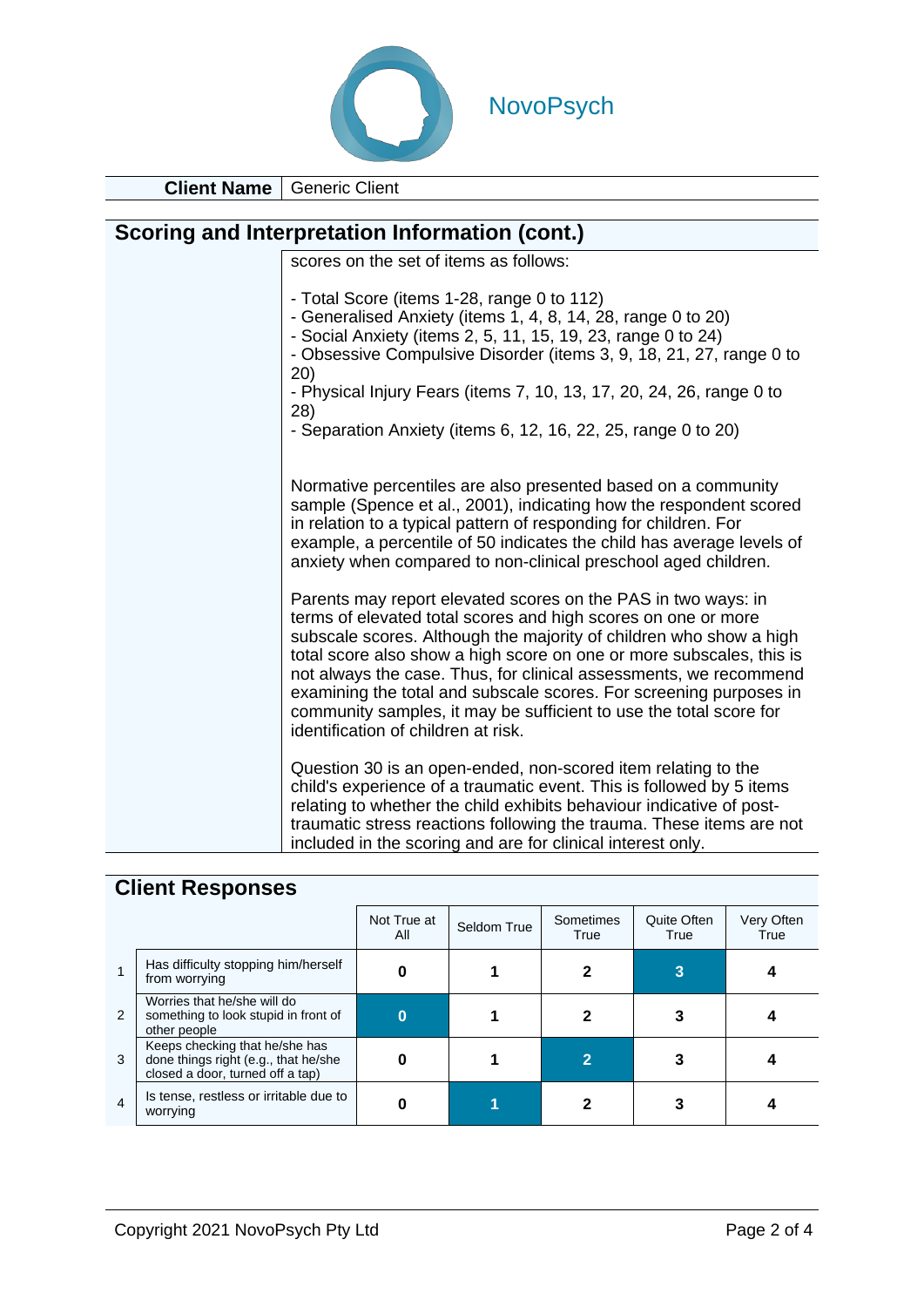NovoPsych

| Client Name | Generic Client |
|---|---|

## Scoring and Interpretation Information (cont.)

scores on the set of items as follows:

- Total Score (items 1-28, range 0 to 112)
- Generalised Anxiety (items 1, 4, 8, 14, 28, range 0 to 20)
- Social Anxiety (items 2, 5, 11, 15, 19, 23, range 0 to 24)
- Obsessive Compulsive Disorder (items 3, 9, 18, 21, 27, range 0 to 20)
- Physical Injury Fears (items 7, 10, 13, 17, 20, 24, 26, range 0 to 28)
- Separation Anxiety (items 6, 12, 16, 22, 25, range 0 to 20)

Normative percentiles are also presented based on a community sample (Spence et al., 2001), indicating how the respondent scored in relation to a typical pattern of responding for children. For example, a percentile of 50 indicates the child has average levels of anxiety when compared to non-clinical preschool aged children.

Parents may report elevated scores on the PAS in two ways: in terms of elevated total scores and high scores on one or more subscale scores. Although the majority of children who show a high total score also show a high score on one or more subscales, this is not always the case. Thus, for clinical assessments, we recommend examining the total and subscale scores. For screening purposes in community samples, it may be sufficient to use the total score for identification of children at risk.

Question 30 is an open-ended, non-scored item relating to the child's experience of a traumatic event. This is followed by 5 items relating to whether the child exhibits behaviour indicative of post-traumatic stress reactions following the trauma. These items are not included in the scoring and are for clinical interest only.

## Client Responses

| | | Not True at All | Seldom True | Sometimes True | Quite Often True | Very Often True |
|---|---|---|---|---|---|---|
| 1 | Has difficulty stopping him/herself from worrying | 0 | 1 | 2 | **[3]** | 4 |
| 2 | Worries that he/she will do something to look stupid in front of other people | **[0]** | 1 | 2 | 3 | 4 |
| 3 | Keeps checking that he/she has done things right (e.g., that he/she closed a door, turned off a tap) | 0 | 1 | **[2]** | 3 | 4 |
| 4 | Is tense, restless or irritable due to worrying | 0 | **[1]** | 2 | 3 | 4 |

Copyright 2021 NovoPsych Pty Ltd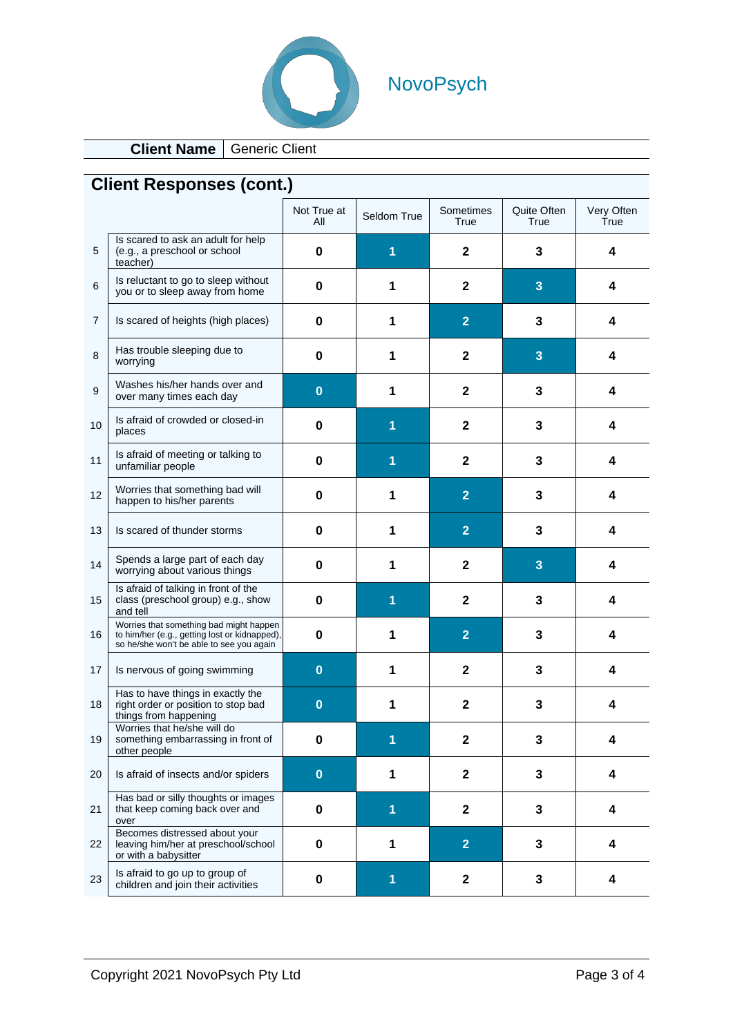NovoPsych

**Client Name** | Generic Client

## Client Responses (cont.)

| | | Not True at All | Seldom True | Sometimes True | Quite Often True | Very Often True |
|---|---|---|---|---|---|---|
| 5 | Is scared to ask an adult for help (e.g., a preschool or school teacher) | 0 | **[1]** | 2 | 3 | 4 |
| 6 | Is reluctant to go to sleep without you or to sleep away from home | 0 | 1 | 2 | **[3]** | 4 |
| 7 | Is scared of heights (high places) | 0 | 1 | **[2]** | 3 | 4 |
| 8 | Has trouble sleeping due to worrying | 0 | 1 | 2 | **[3]** | 4 |
| 9 | Washes his/her hands over and over many times each day | **[0]** | 1 | 2 | 3 | 4 |
| 10 | Is afraid of crowded or closed-in places | 0 | **[1]** | 2 | 3 | 4 |
| 11 | Is afraid of meeting or talking to unfamiliar people | 0 | **[1]** | 2 | 3 | 4 |
| 12 | Worries that something bad will happen to his/her parents | 0 | 1 | **[2]** | 3 | 4 |
| 13 | Is scared of thunder storms | 0 | 1 | **[2]** | 3 | 4 |
| 14 | Spends a large part of each day worrying about various things | 0 | 1 | 2 | **[3]** | 4 |
| 15 | Is afraid of talking in front of the class (preschool group) e.g., show and tell | 0 | **[1]** | 2 | 3 | 4 |
| 16 | Worries that something bad might happen to him/her (e.g., getting lost or kidnapped), so he/she won't be able to see you again | 0 | 1 | **[2]** | 3 | 4 |
| 17 | Is nervous of going swimming | **[0]** | 1 | 2 | 3 | 4 |
| 18 | Has to have things in exactly the right order or position to stop bad things from happening | **[0]** | 1 | 2 | 3 | 4 |
| 19 | Worries that he/she will do something embarrassing in front of other people | 0 | **[1]** | 2 | 3 | 4 |
| 20 | Is afraid of insects and/or spiders | **[0]** | 1 | 2 | 3 | 4 |
| 21 | Has bad or silly thoughts or images that keep coming back over and over | 0 | **[1]** | 2 | 3 | 4 |
| 22 | Becomes distressed about your leaving him/her at preschool/school or with a babysitter | 0 | 1 | **[2]** | 3 | 4 |
| 23 | Is afraid to go up to group of children and join their activities | 0 | **[1]** | 2 | 3 | 4 |

Copyright 2021 NovoPsych Pty Ltd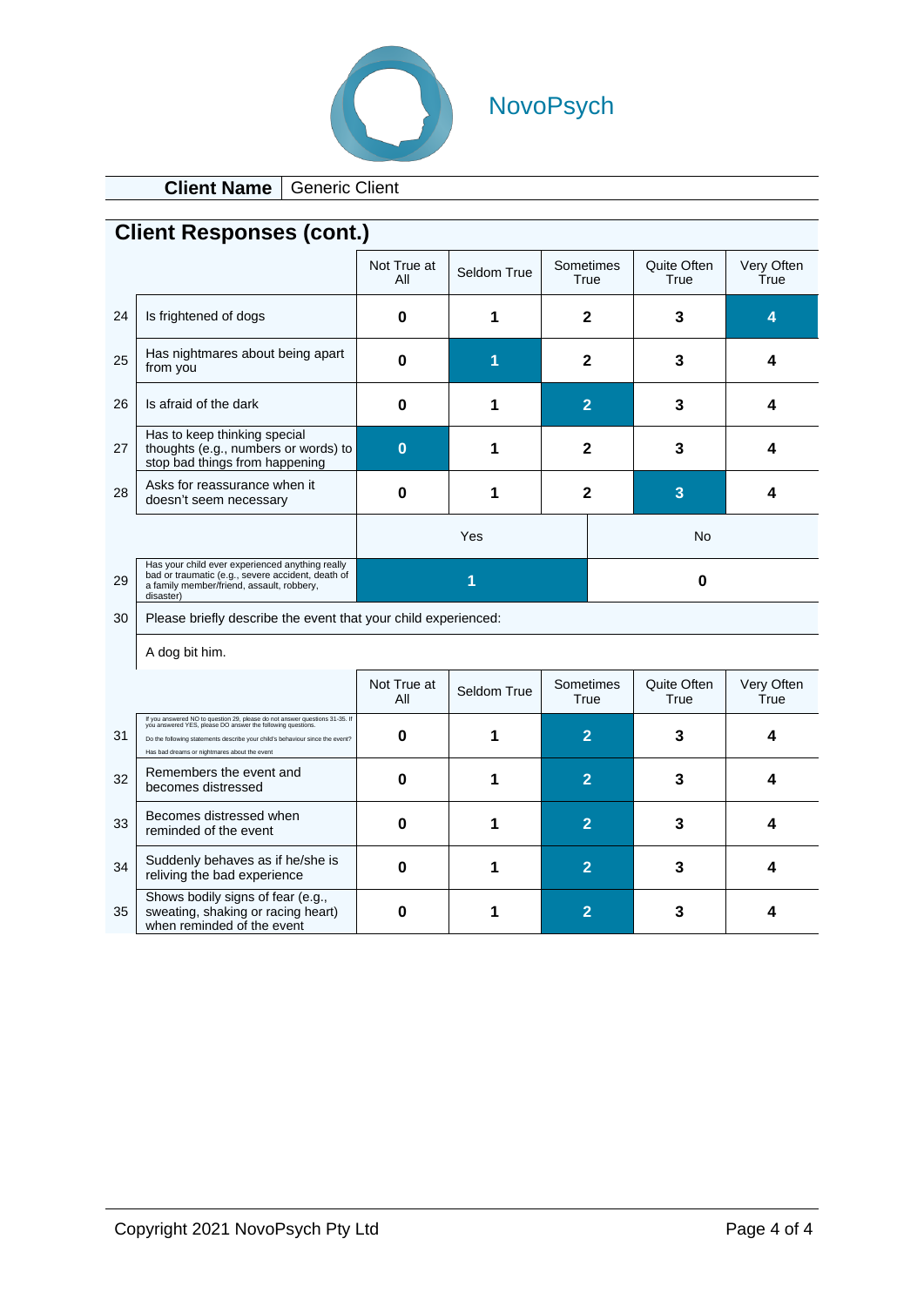NovoPsych

**Client Name** | Generic Client

## Client Responses (cont.)

| | | Not True at All | Seldom True | Sometimes True | Quite Often True | Very Often True |
|---|---|---|---|---|---|---|
| 24 | Is frightened of dogs | 0 | 1 | 2 | 3 | **4** |
| 25 | Has nightmares about being apart from you | 0 | **1** | 2 | 3 | 4 |
| 26 | Is afraid of the dark | 0 | 1 | **2** | 3 | 4 |
| 27 | Has to keep thinking special thoughts (e.g., numbers or words) to stop bad things from happening | **0** | 1 | 2 | 3 | 4 |
| 28 | Asks for reassurance when it doesn't seem necessary | 0 | 1 | 2 | **3** | 4 |

| | | Yes | No |
|---|---|---|---|
| 29 | Has your child ever experienced anything really bad or traumatic (e.g., severe accident, death of a family member/friend, assault, robbery, disaster) | **1** | 0 |

30 Please briefly describe the event that your child experienced:

A dog bit him.

| | | Not True at All | Seldom True | Sometimes True | Quite Often True | Very Often True |
|---|---|---|---|---|---|---|
| 31 | If you answered NO to question 29, please do not answer questions 31-35. If you answered YES, please DO answer the following questions. Do the following statements describe your child's behaviour since the event? Has bad dreams or nightmares about the event | 0 | 1 | **2** | 3 | 4 |
| 32 | Remembers the event and becomes distressed | 0 | 1 | **2** | 3 | 4 |
| 33 | Becomes distressed when reminded of the event | 0 | 1 | **2** | 3 | 4 |
| 34 | Suddenly behaves as if he/she is reliving the bad experience | 0 | 1 | **2** | 3 | 4 |
| 35 | Shows bodily signs of fear (e.g., sweating, shaking or racing heart) when reminded of the event | 0 | 1 | **2** | 3 | 4 |

Copyright 2021 NovoPsych Pty Ltd